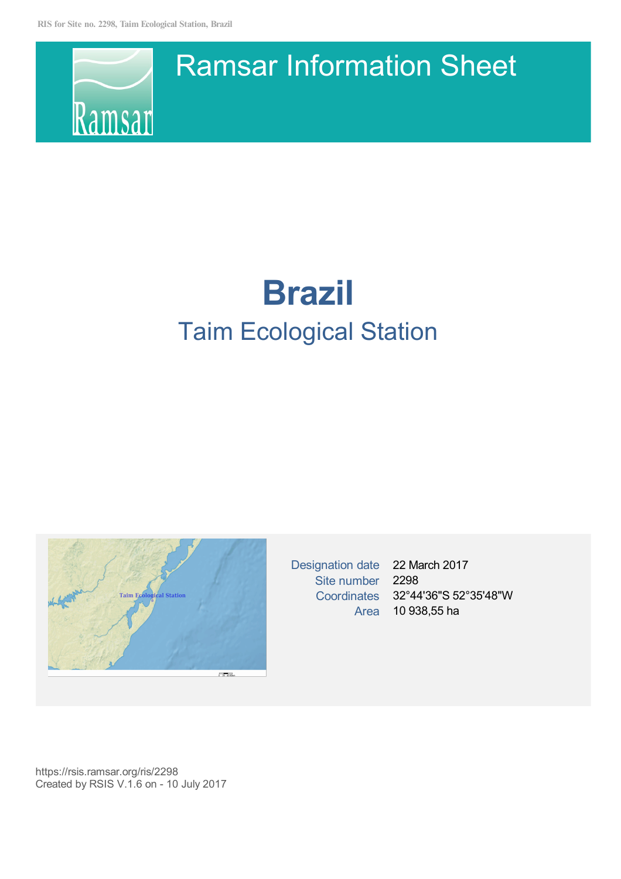# Ramsar Information Sheet

# Brazil

## Taim Ecological Station

| | |
|---|---|
| Designation date | 22 March 2017 |
| Site number | 2298 |
| Coordinates | 32°44'36"S 52°35'48"W |
| Area | 10 938,55 ha |

https://rsis.ramsar.org/ris/2298
Created by RSIS V.1.6 on - 10 July 2017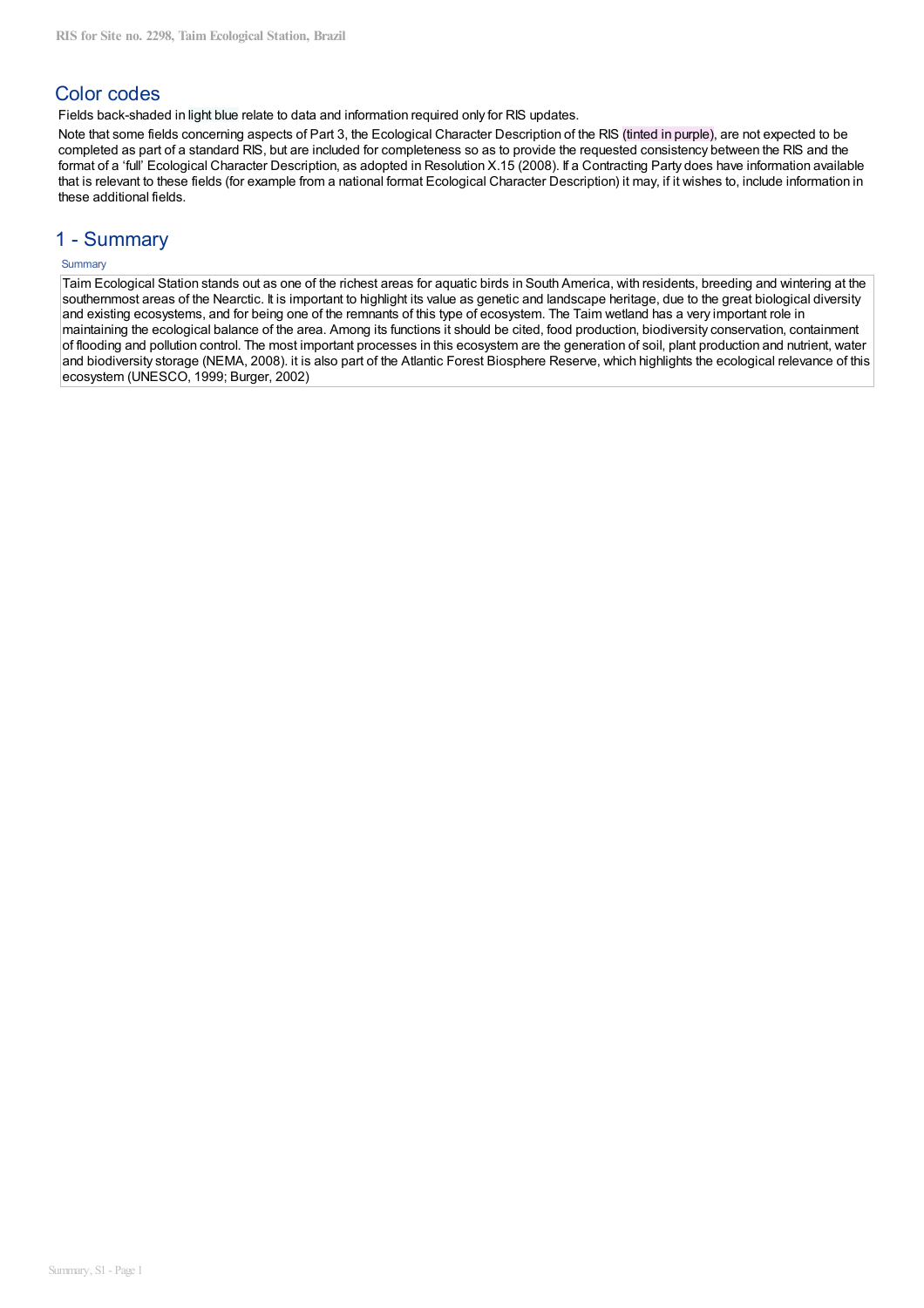## Color codes

Fields back-shaded in light blue relate to data and information required only for RIS updates.

Note that some fields concerning aspects of Part 3, the Ecological Character Description of the RIS (tinted in purple), are not expected to be completed as part of a standard RIS, but are included for completeness so as to provide the requested consistency between the RIS and the format of a 'full' Ecological Character Description, as adopted in Resolution X.15 (2008). If a Contracting Party does have information available that is relevant to these fields (for example from a national format Ecological Character Description) it may, if it wishes to, include information in these additional fields.

## 1 - Summary

Summary

Taim Ecological Station stands out as one of the richest areas for aquatic birds in South America, with residents, breeding and wintering at the southernmost areas of the Nearctic. It is important to highlight its value as genetic and landscape heritage, due to the great biological diversity and existing ecosystems, and for being one of the remnants of this type of ecosystem. The Taim wetland has a very important role in maintaining the ecological balance of the area. Among its functions it should be cited, food production, biodiversity conservation, containment of flooding and pollution control. The most important processes in this ecosystem are the generation of soil, plant production and nutrient, water and biodiversity storage (NEMA, 2008). it is also part of the Atlantic Forest Biosphere Reserve, which highlights the ecological relevance of this ecosystem (UNESCO, 1999; Burger, 2002)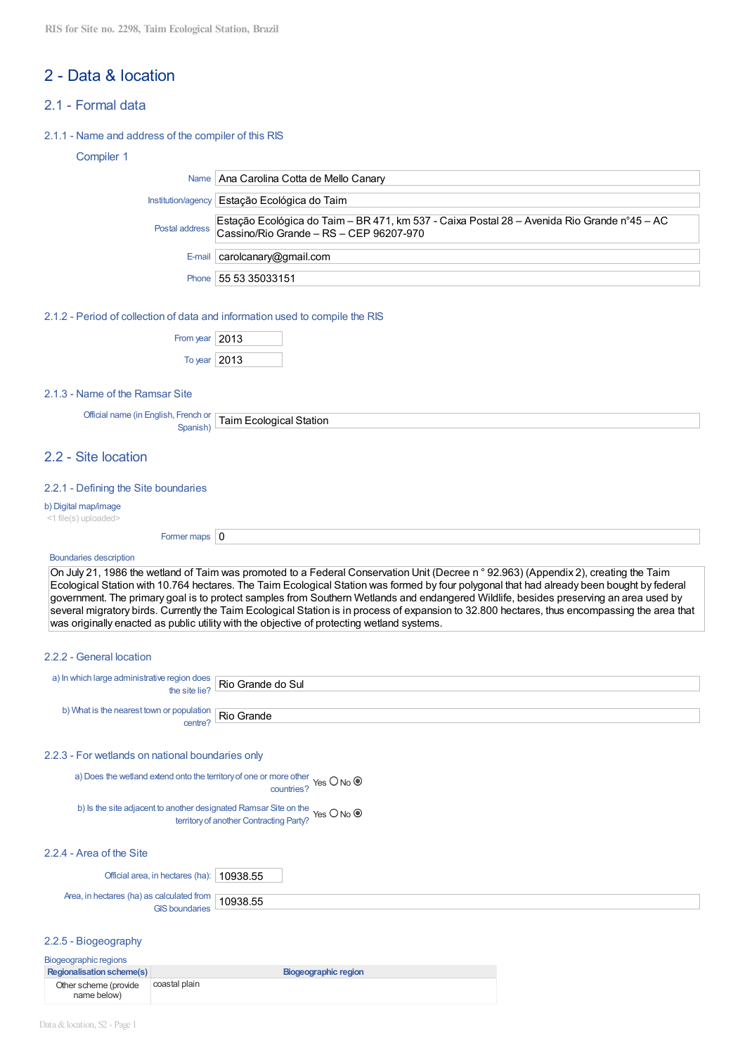# 2 - Data & location

## 2.1 - Formal data

### 2.1.1 - Name and address of the compiler of this RIS

**Compiler 1**

| Field | Value |
|---|---|
| Name | Ana Carolina Cotta de Mello Canary |
| Institution/agency | Estação Ecológica do Taim |
| Postal address | Estação Ecológica do Taim – BR 471, km 537 - Caixa Postal 28 – Avenida Rio Grande n°45 – AC Cassino/Rio Grande – RS – CEP 96207-970 |
| E-mail | carolcanary@gmail.com |
| Phone | 55 53 35033151 |

### 2.1.2 - Period of collection of data and information used to compile the RIS

From year: 2013

To year: 2013

### 2.1.3 - Name of the Ramsar Site

Official name (in English, French or Spanish): Taim Ecological Station

## 2.2 - Site location

### 2.2.1 - Defining the Site boundaries

b) Digital map/image
<1 file(s) uploaded>

Former maps: 0

Boundaries description

On July 21, 1986 the wetland of Taim was promoted to a Federal Conservation Unit (Decree n ° 92.963) (Appendix 2), creating the Taim Ecological Station with 10.764 hectares. The Taim Ecological Station was formed by four polygonal that had already been bought by federal government. The primary goal is to protect samples from Southern Wetlands and endangered Wildlife, besides preserving an area used by several migratory birds. Currently the Taim Ecological Station is in process of expansion to 32.800 hectares, thus encompassing the area that was originally enacted as public utility with the objective of protecting wetland systems.

### 2.2.2 - General location

a) In which large administrative region does the site lie? Rio Grande do Sul

b) What is the nearest town or population centre? Rio Grande

### 2.2.3 - For wetlands on national boundaries only

a) Does the wetland extend onto the territory of one or more other countries? Yes ○ No ◉

b) Is the site adjacent to another designated Ramsar Site on the territory of another Contracting Party? Yes ○ No ◉

### 2.2.4 - Area of the Site

Official area, in hectares (ha): 10938.55

Area, in hectares (ha) as calculated from GIS boundaries: 10938.55

### 2.2.5 - Biogeography

Biogeographic regions

| Regionalisation scheme(s) | Biogeographic region |
|---|---|
| Other scheme (provide name below) | coastal plain |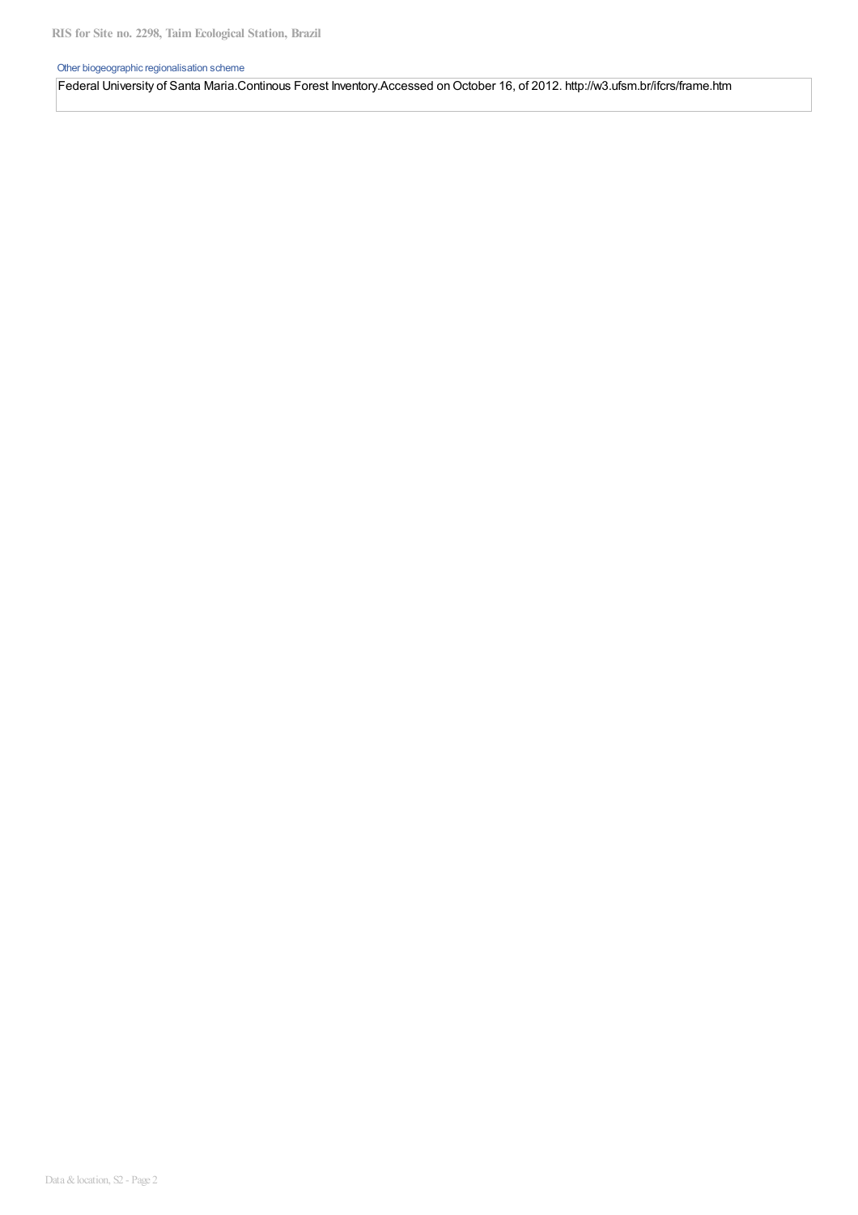Other biogeographic regionalisation scheme

Federal University of Santa Maria.Continous Forest Inventory.Accessed on October 16, of 2012. http://w3.ufsm.br/ifcrs/frame.htm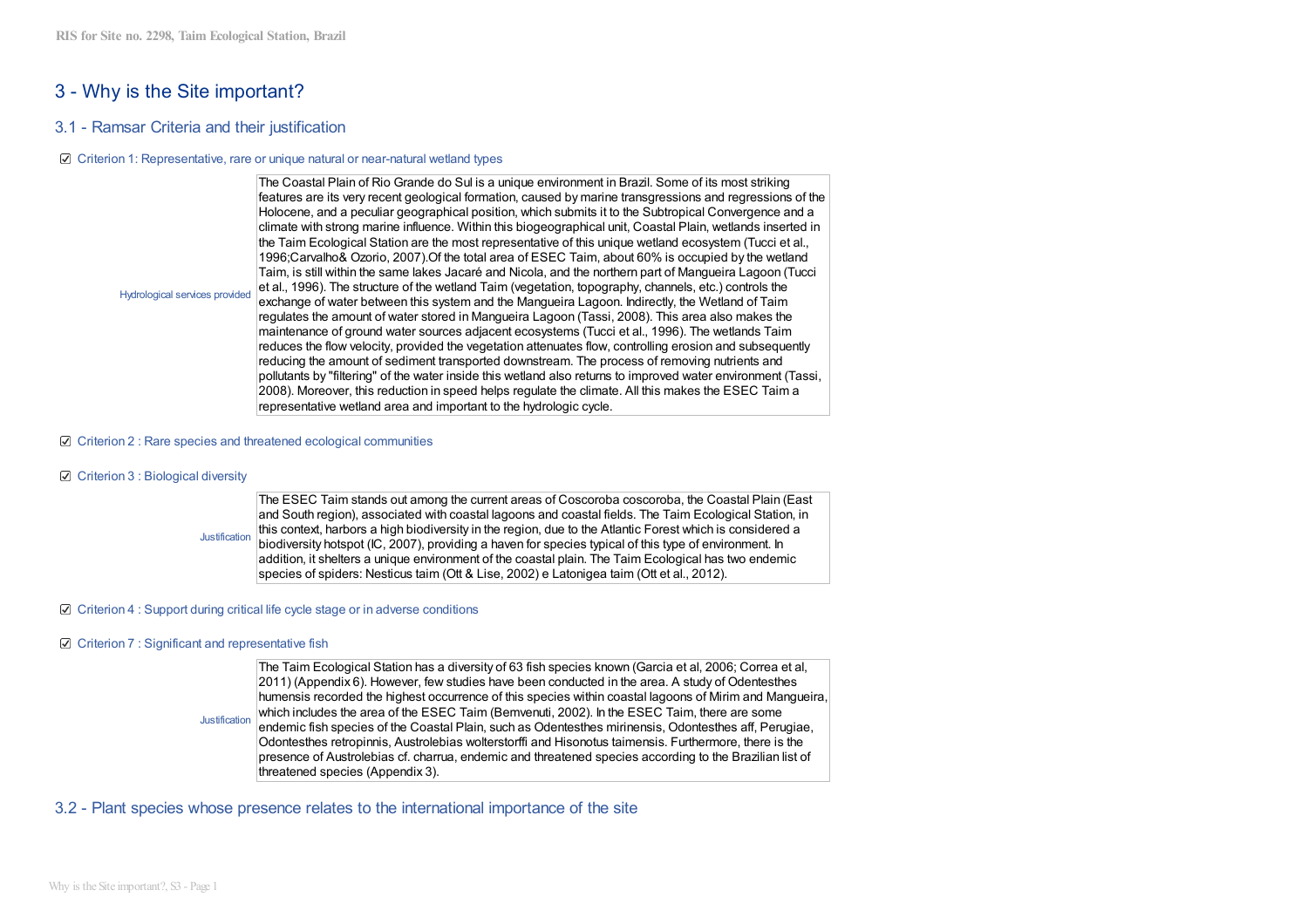# 3 - Why is the Site important?

## 3.1 - Ramsar Criteria and their justification

☑ Criterion 1: Representative, rare or unique natural or near-natural wetland types

Hydrological services provided

The Coastal Plain of Rio Grande do Sul is a unique environment in Brazil. Some of its most striking features are its very recent geological formation, caused by marine transgressions and regressions of the Holocene, and a peculiar geographical position, which submits it to the Subtropical Convergence and a climate with strong marine influence. Within this biogeographical unit, Coastal Plain, wetlands inserted in the Taim Ecological Station are the most representative of this unique wetland ecosystem (Tucci et al., 1996;Carvalho& Ozorio, 2007).Of the total area of ESEC Taim, about 60% is occupied by the wetland Taim, is still within the same lakes Jacaré and Nicola, and the northern part of Mangueira Lagoon (Tucci et al., 1996). The structure of the wetland Taim (vegetation, topography, channels, etc.) controls the exchange of water between this system and the Mangueira Lagoon. Indirectly, the Wetland of Taim regulates the amount of water stored in Mangueira Lagoon (Tassi, 2008). This area also makes the maintenance of ground water sources adjacent ecosystems (Tucci et al., 1996). The wetlands Taim reduces the flow velocity, provided the vegetation attenuates flow, controlling erosion and subsequently reducing the amount of sediment transported downstream. The process of removing nutrients and pollutants by "filtering" of the water inside this wetland also returns to improved water environment (Tassi, 2008). Moreover, this reduction in speed helps regulate the climate. All this makes the ESEC Taim a representative wetland area and important to the hydrologic cycle.

☑ Criterion 2 : Rare species and threatened ecological communities

☑ Criterion 3 : Biological diversity

Justification

The ESEC Taim stands out among the current areas of Coscoroba coscoroba, the Coastal Plain (East and South region), associated with coastal lagoons and coastal fields. The Taim Ecological Station, in this context, harbors a high biodiversity in the region, due to the Atlantic Forest which is considered a biodiversity hotspot (IC, 2007), providing a haven for species typical of this type of environment. In addition, it shelters a unique environment of the coastal plain. The Taim Ecological has two endemic species of spiders: Nesticus taim (Ott & Lise, 2002) e Latonigea taim (Ott et al., 2012).

☑ Criterion 4 : Support during critical life cycle stage or in adverse conditions

☑ Criterion 7 : Significant and representative fish

Justification

The Taim Ecological Station has a diversity of 63 fish species known (Garcia et al, 2006; Correa et al, 2011) (Appendix 6). However, few studies have been conducted in the area. A study of Odentesthes humensis recorded the highest occurrence of this species within coastal lagoons of Mirim and Mangueira, which includes the area of the ESEC Taim (Bemvenuti, 2002). In the ESEC Taim, there are some endemic fish species of the Coastal Plain, such as Odentesthes mirinensis, Odontesthes aff, Perugiae, Odontesthes retropinnis, Austrolebias wolterstorffi and Hisonotus taimensis. Furthermore, there is the presence of Austrolebias cf. charrua, endemic and threatened species according to the Brazilian list of threatened species (Appendix 3).

## 3.2 - Plant species whose presence relates to the international importance of the site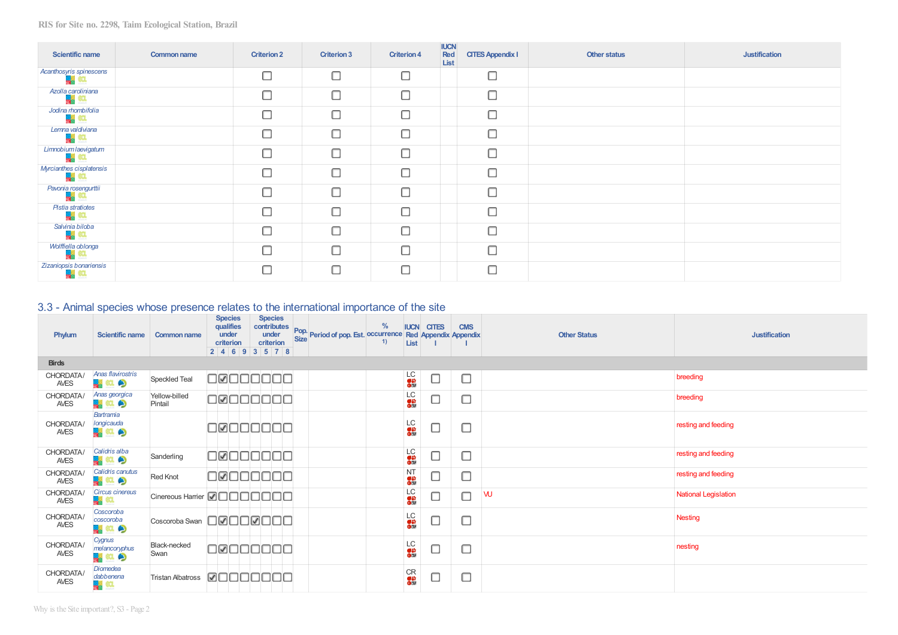| Scientific name | Common name | Criterion 2 | Criterion 3 | Criterion 4 | IUCN Red List | CITES Appendix I | Other status | Justification |
|---|---|---|---|---|---|---|---|---|
| *Acanthosyris spinescens* | | ☐ | ☐ | ☐ | | ☐ | | |
| *Azolla caroliniana* | | ☐ | ☐ | ☐ | | ☐ | | |
| *Jodina rhombifolia* | | ☐ | ☐ | ☐ | | ☐ | | |
| *Lemna valdiviana* | | ☐ | ☐ | ☐ | | ☐ | | |
| *Limnobium laevigatum* | | ☐ | ☐ | ☐ | | ☐ | | |
| *Myrcianthes cisplatensis* | | ☐ | ☐ | ☐ | | ☐ | | |
| *Pavonia rosengurttii* | | ☐ | ☐ | ☐ | | ☐ | | |
| *Pistia stratiotes* | | ☐ | ☐ | ☐ | | ☐ | | |
| *Salvinia biloba* | | ☐ | ☐ | ☐ | | ☐ | | |
| *Wolffiella oblonga* | | ☐ | ☐ | ☐ | | ☐ | | |
| *Zizaniopsis bonariensis* | | ☐ | ☐ | ☐ | | ☐ | | |

## 3.3 - Animal species whose presence relates to the international importance of the site

| Phylum | Scientific name | Common name | Species qualifies under criterion 2 | 4 | 6 | 9 | Species contributes under criterion 3 | 5 | 7 | 8 | Pop. Size | Period of pop. Est. | % occurrence 1) | IUCN Red List | CITES Appendix I | CMS Appendix I | Other Status | Justification |
|---|---|---|---|---|---|---|---|---|---|---|---|---|---|---|---|---|---|---|
| **Birds** | | | | | | | | | | | | | | | | | | |
| CHORDATA/ AVES | *Anas flavirostris* | Speckled Teal | ☐ | ☑ | ☐ | ☐ | ☐ | ☐ | ☐ | ☐ | | | | LC | ☐ | ☐ | | breeding |
| CHORDATA/ AVES | *Anas georgica* | Yellow-billed Pintail | ☐ | ☑ | ☐ | ☐ | ☐ | ☐ | ☐ | ☐ | | | | LC | ☐ | ☐ | | breeding |
| CHORDATA/ AVES | *Bartramia longicauda* | | ☐ | ☑ | ☐ | ☐ | ☐ | ☐ | ☐ | ☐ | | | | LC | ☐ | ☐ | | resting and feeding |
| CHORDATA/ AVES | *Calidris alba* | Sanderling | ☐ | ☑ | ☐ | ☐ | ☐ | ☐ | ☐ | ☐ | | | | LC | ☐ | ☐ | | resting and feeding |
| CHORDATA/ AVES | *Calidris canutus* | Red Knot | ☐ | ☑ | ☐ | ☐ | ☐ | ☐ | ☐ | ☐ | | | | NT | ☐ | ☐ | | resting and feeding |
| CHORDATA/ AVES | *Circus cinereus* | Cinereous Harrier | ☑ | ☐ | ☐ | ☐ | ☐ | ☐ | ☐ | ☐ | | | | LC | ☐ | ☐ | VU | National Legislation |
| CHORDATA/ AVES | *Coscoroba coscoroba* | Coscoroba Swan | ☐ | ☑ | ☐ | ☐ | ☑ | ☐ | ☐ | ☐ | | | | LC | ☐ | ☐ | | Nesting |
| CHORDATA/ AVES | *Cygnus melancoryphus* | Black-necked Swan | ☐ | ☑ | ☐ | ☐ | ☐ | ☐ | ☐ | ☐ | | | | LC | ☐ | ☐ | | nesting |
| CHORDATA/ AVES | *Diomedea dabbenena* | Tristan Albatross | ☑ | ☐ | ☐ | ☐ | ☐ | ☐ | ☐ | ☐ | | | | CR | ☐ | ☐ | | |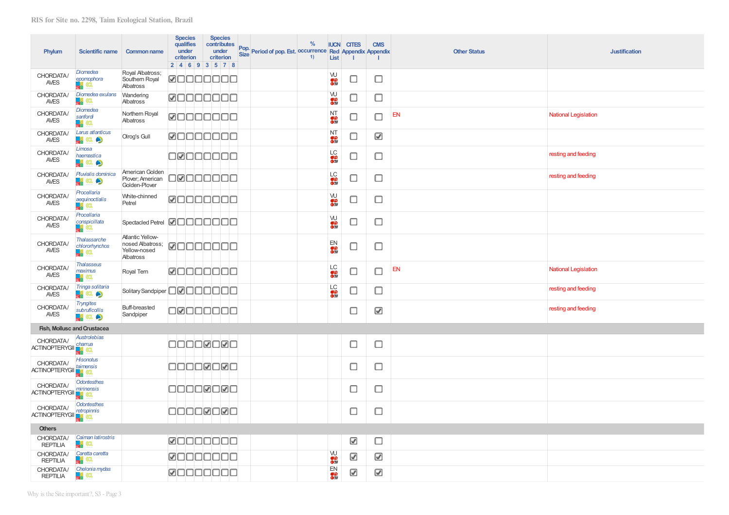| Phylum | Scientific name | Common name | Species qualifies under criterion | | | Species contributes under criterion | | | | | Pop. Size | Period of pop. Est. | % occurrence 1) | IUCN Red List | CITES Appendix I | CMS Appendix I | Other Status | Justification |
|---|---|---|---|---|---|---|---|---|---|---|---|---|---|---|---|---|---|---|
| | | | 2 | 4 | 6 | 9 | 3 | 5 | 7 | 8 | | | | | | | | |
| CHORDATA / AVES | *Diomedea epomophora* | Royal Albatross; Southern Royal Albatross | ☑ | ☐ | ☐ | ☐ | ☐ | ☐ | ☐ | ☐ | | | | VU | ☐ | ☐ | | |
| CHORDATA / AVES | *Diomedea exulans* | Wandering Albatross | ☑ | ☐ | ☐ | ☐ | ☐ | ☐ | ☐ | ☐ | | | | VU | ☐ | ☐ | | |
| CHORDATA / AVES | *Diomedea sanfordi* | Northern Royal Albatross | ☑ | ☐ | ☐ | ☐ | ☐ | ☐ | ☐ | ☐ | | | | NT | ☐ | ☐ | EN | National Legislation |
| CHORDATA / AVES | *Larus atlanticus* | Olrog's Gull | ☑ | ☐ | ☐ | ☐ | ☐ | ☐ | ☐ | ☐ | | | | NT | ☐ | ☑ | | |
| CHORDATA / AVES | *Limosa haemastica* | | ☐ | ☑ | ☐ | ☐ | ☐ | ☐ | ☐ | ☐ | | | | LC | ☐ | ☐ | | resting and feeding |
| CHORDATA / AVES | *Pluvialis dominica* | American Golden Plover; American Golden-Plover | ☐ | ☑ | ☐ | ☐ | ☐ | ☐ | ☐ | ☐ | | | | LC | ☐ | ☐ | | resting and feeding |
| CHORDATA / AVES | *Procellaria aequinoctialis* | White-chinned Petrel | ☑ | ☐ | ☐ | ☐ | ☐ | ☐ | ☐ | ☐ | | | | VU | ☐ | ☐ | | |
| CHORDATA / AVES | *Procellaria conspicillata* | Spectacled Petrel | ☑ | ☐ | ☐ | ☐ | ☐ | ☐ | ☐ | ☐ | | | | VU | ☐ | ☐ | | |
| CHORDATA / AVES | *Thalassarche chlororhynchos* | Atlantic Yellow-nosed Albatross; Yellow-nosed Albatross | ☑ | ☐ | ☐ | ☐ | ☐ | ☐ | ☐ | ☐ | | | | EN | ☐ | ☐ | | |
| CHORDATA / AVES | *Thalasseus maximus* | Royal Tern | ☑ | ☐ | ☐ | ☐ | ☐ | ☐ | ☐ | ☐ | | | | LC | ☐ | ☐ | EN | National Legislation |
| CHORDATA / AVES | *Tringa solitaria* | Solitary Sandpiper | ☐ | ☑ | ☐ | ☐ | ☐ | ☐ | ☐ | ☐ | | | | LC | ☐ | ☐ | | resting and feeding |
| CHORDATA / AVES | *Tryngites subruficollis* | Buff-breasted Sandpiper | ☐ | ☑ | ☐ | ☐ | ☐ | ☐ | ☐ | ☐ | | | | | ☐ | ☑ | | resting and feeding |
| **Fish, Mollusc and Crustacea** | | | | | | | | | | | | | | | | | | |
| CHORDATA / ACTINOPTERYGII | *Austrolebias charrua* | | ☐ | ☐ | ☐ | ☐ | ☑ | ☐ | ☑ | ☐ | | | | | ☐ | ☐ | | |
| CHORDATA / ACTINOPTERYGII | *Hisonotus taimensis* | | ☐ | ☐ | ☐ | ☐ | ☑ | ☐ | ☑ | ☐ | | | | | ☐ | ☐ | | |
| CHORDATA / ACTINOPTERYGII | *Odontesthes mirinensis* | | ☐ | ☐ | ☐ | ☐ | ☑ | ☐ | ☑ | ☐ | | | | | ☐ | ☐ | | |
| CHORDATA / ACTINOPTERYGII | *Odontesthes retropinnis* | | ☐ | ☐ | ☐ | ☐ | ☑ | ☐ | ☑ | ☐ | | | | | ☐ | ☐ | | |
| **Others** | | | | | | | | | | | | | | | | | | |
| CHORDATA / REPTILIA | *Caiman latirostris* | | ☑ | ☐ | ☐ | ☐ | ☐ | ☐ | ☐ | ☐ | | | | | ☑ | ☐ | | |
| CHORDATA / REPTILIA | *Caretta caretta* | | ☑ | ☐ | ☐ | ☐ | ☐ | ☐ | ☐ | ☐ | | | | VU | ☑ | ☑ | | |
| CHORDATA / REPTILIA | *Chelonia mydas* | | ☑ | ☐ | ☐ | ☐ | ☐ | ☐ | ☐ | ☐ | | | | EN | ☑ | ☑ | | |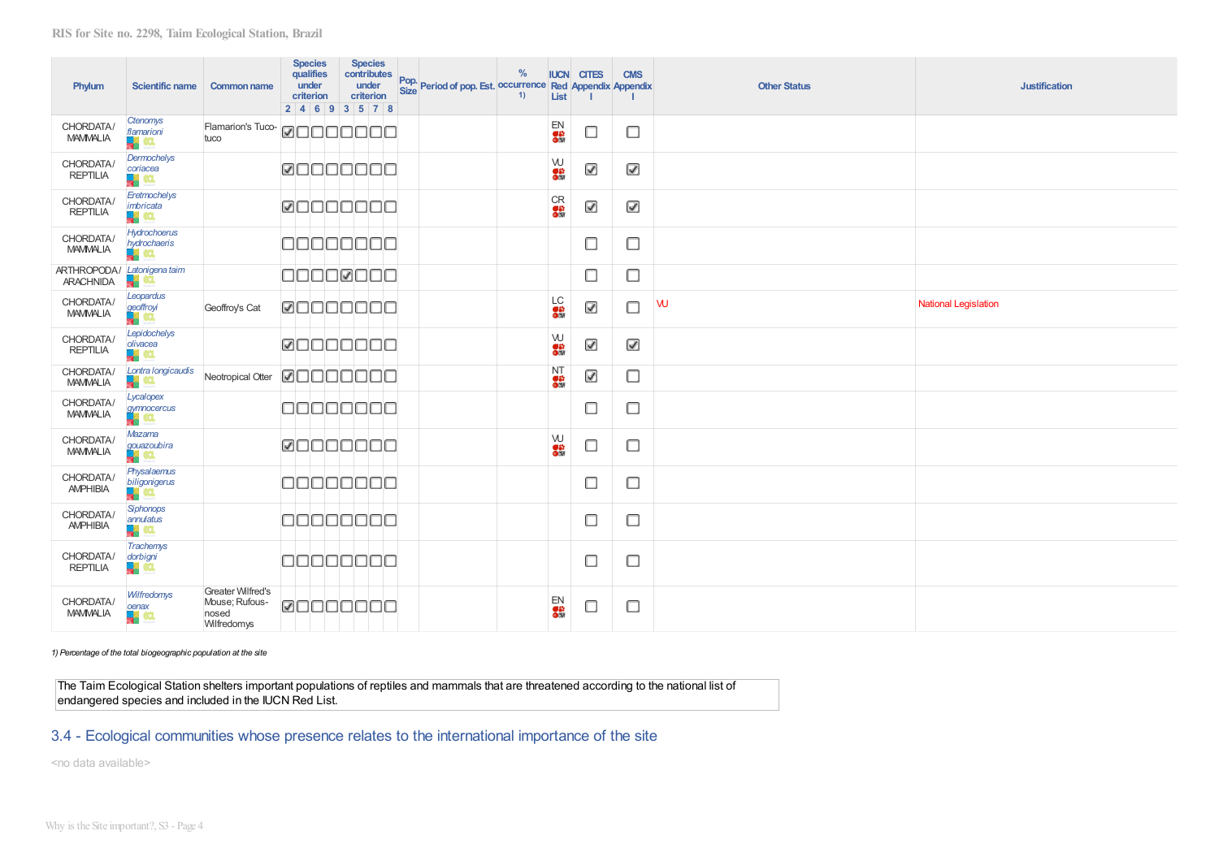| Phylum | Scientific name | Common name | Species qualifies under criterion | | | | Species contributes under criterion | | | | Pop. Size | Period of pop. Est. | % occurrence 1) | IUCN Red List | CITES Appendix I | CMS Appendix I | Other Status | Justification |
|---|---|---|---|---|---|---|---|---|---|---|---|---|---|---|---|---|---|---|
| | | | 2 | 4 | 6 | 9 | 3 | 5 | 7 | 8 | | | | | | | | |
| CHORDATA/ MAMMALIA | *Ctenomys flamarioni* | Flamarion's Tuco-tuco | ☑ | ☐ | ☐ | ☐ | ☐ | ☐ | ☐ | ☐ | | | | EN | ☐ | ☐ | | |
| CHORDATA/ REPTILIA | *Dermochelys coriacea* | | ☑ | ☐ | ☐ | ☐ | ☐ | ☐ | ☐ | ☐ | | | | VU | ☑ | ☑ | | |
| CHORDATA/ REPTILIA | *Eretmochelys imbricata* | | ☑ | ☐ | ☐ | ☐ | ☐ | ☐ | ☐ | ☐ | | | | CR | ☑ | ☑ | | |
| CHORDATA/ MAMMALIA | *Hydrochoerus hydrochaeris* | | ☐ | ☐ | ☐ | ☐ | ☐ | ☐ | ☐ | ☐ | | | | | ☐ | ☐ | | |
| ARTHROPODA/ ARACHNIDA | *Latonigena taim* | | ☐ | ☐ | ☐ | ☐ | ☑ | ☐ | ☐ | ☐ | | | | | ☐ | ☐ | | |
| CHORDATA/ MAMMALIA | *Leopardus geoffroyi* | Geoffroy's Cat | ☑ | ☐ | ☐ | ☐ | ☐ | ☐ | ☐ | ☐ | | | | LC | ☑ | ☐ | VU | National Legislation |
| CHORDATA/ REPTILIA | *Lepidochelys olivacea* | | ☑ | ☐ | ☐ | ☐ | ☐ | ☐ | ☐ | ☐ | | | | VU | ☑ | ☑ | | |
| CHORDATA/ MAMMALIA | *Lontra longicaudis* | Neotropical Otter | ☑ | ☐ | ☐ | ☐ | ☐ | ☐ | ☐ | ☐ | | | | NT | ☑ | ☐ | | |
| CHORDATA/ MAMMALIA | *Lycalopex gymnocercus* | | ☐ | ☐ | ☐ | ☐ | ☐ | ☐ | ☐ | ☐ | | | | | ☐ | ☐ | | |
| CHORDATA/ MAMMALIA | *Mazama gouazoubira* | | ☑ | ☐ | ☐ | ☐ | ☐ | ☐ | ☐ | ☐ | | | | VU | ☐ | ☐ | | |
| CHORDATA/ AMPHIBIA | *Physalaemus biligonigerus* | | ☐ | ☐ | ☐ | ☐ | ☐ | ☐ | ☐ | ☐ | | | | | ☐ | ☐ | | |
| CHORDATA/ AMPHIBIA | *Siphonops annulatus* | | ☐ | ☐ | ☐ | ☐ | ☐ | ☐ | ☐ | ☐ | | | | | ☐ | ☐ | | |
| CHORDATA/ REPTILIA | *Trachemys dorbigni* | | ☐ | ☐ | ☐ | ☐ | ☐ | ☐ | ☐ | ☐ | | | | | ☐ | ☐ | | |
| CHORDATA/ MAMMALIA | *Wilfredomys oenax* | Greater Wilfred's Mouse; Rufous-nosed Wilfredomys | ☑ | ☐ | ☐ | ☐ | ☐ | ☐ | ☐ | ☐ | | | | EN | ☐ | ☐ | | |

*1) Percentage of the total biogeographic population at the site*

The Taim Ecological Station shelters important populations of reptiles and mammals that are threatened according to the national list of endangered species and included in the IUCN Red List.

## 3.4 - Ecological communities whose presence relates to the international importance of the site

<no data available>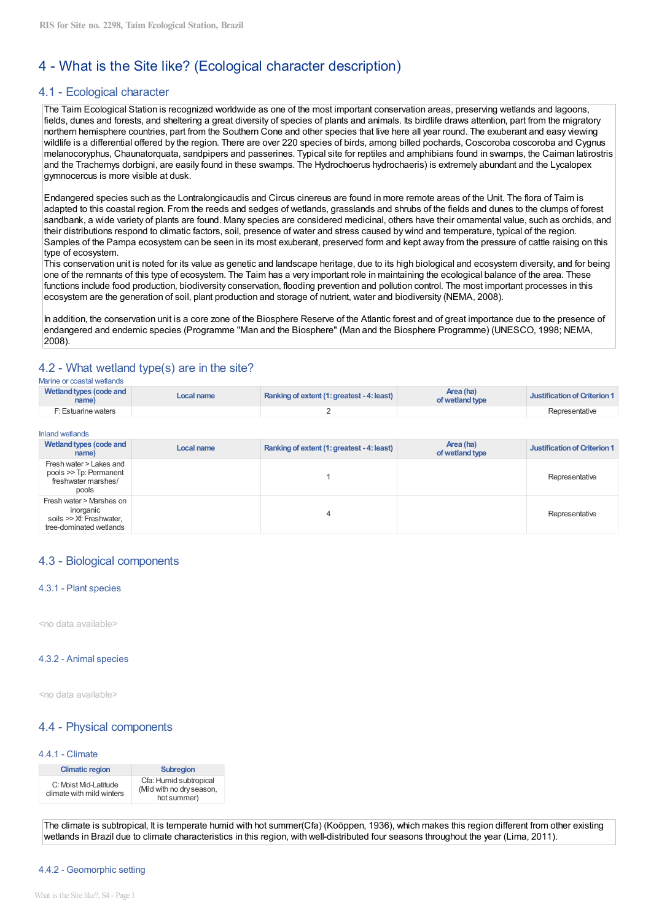# 4 - What is the Site like? (Ecological character description)

## 4.1 - Ecological character

The Taim Ecological Station is recognized worldwide as one of the most important conservation areas, preserving wetlands and lagoons, fields, dunes and forests, and sheltering a great diversity of species of plants and animals. Its birdlife draws attention, part from the migratory northern hemisphere countries, part from the Southern Cone and other species that live here all year round. The exuberant and easy viewing wildlife is a differential offered by the region. There are over 220 species of birds, among billed pochards, Coscoroba coscoroba and Cygnus melanocoryphus, Chaunatorquata, sandpipers and passerines. Typical site for reptiles and amphibians found in swamps, the Caiman latirostris and the Trachemys dorbigni, are easily found in these swamps. The Hydrochoerus hydrochaeris) is extremely abundant and the Lycalopex gymnocercus is more visible at dusk.

Endangered species such as the Lontralongicaudis and Circus cinereus are found in more remote areas of the Unit. The flora of Taim is adapted to this coastal region. From the reeds and sedges of wetlands, grasslands and shrubs of the fields and dunes to the clumps of forest sandbank, a wide variety of plants are found. Many species are considered medicinal, others have their ornamental value, such as orchids, and their distributions respond to climatic factors, soil, presence of water and stress caused by wind and temperature, typical of the region. Samples of the Pampa ecosystem can be seen in its most exuberant, preserved form and kept away from the pressure of cattle raising on this type of ecosystem.
This conservation unit is noted for its value as genetic and landscape heritage, due to its high biological and ecosystem diversity, and for being one of the remnants of this type of ecosystem. The Taim has a very important role in maintaining the ecological balance of the area. These functions include food production, biodiversity conservation, flooding prevention and pollution control. The most important processes in this ecosystem are the generation of soil, plant production and storage of nutrient, water and biodiversity (NEMA, 2008).

In addition, the conservation unit is a core zone of the Biosphere Reserve of the Atlantic forest and of great importance due to the presence of endangered and endemic species (Programme "Man and the Biosphere" (Man and the Biosphere Programme) (UNESCO, 1998; NEMA, 2008).

## 4.2 - What wetland type(s) are in the site?

Marine or coastal wetlands

| Wetland types (code and name) | Local name | Ranking of extent (1: greatest - 4: least) | Area (ha) of wetland type | Justification of Criterion 1 |
|---|---|---|---|---|
| F: Estuarine waters | | 2 | | Representative |

Inland wetlands

| Wetland types (code and name) | Local name | Ranking of extent (1: greatest - 4: least) | Area (ha) of wetland type | Justification of Criterion 1 |
|---|---|---|---|---|
| Fresh water > Lakes and pools >> Tp: Permanent freshwater marshes/ pools | | 1 | | Representative |
| Fresh water > Marshes on inorganic soils >> Xf: Freshwater, tree-dominated wetlands | | 4 | | Representative |

## 4.3 - Biological components

### 4.3.1 - Plant species

<no data available>

### 4.3.2 - Animal species

<no data available>

## 4.4 - Physical components

### 4.4.1 - Climate

| Climatic region | Subregion |
|---|---|
| C: Moist Mid-Latitude climate with mild winters | Cfa: Humid subtropical (Mild with no dry season, hot summer) |

The climate is subtropical, It is temperate humid with hot summer(Cfa) (Koöppen, 1936), which makes this region different from other existing wetlands in Brazil due to climate characteristics in this region, with well-distributed four seasons throughout the year (Lima, 2011).

### 4.4.2 - Geomorphic setting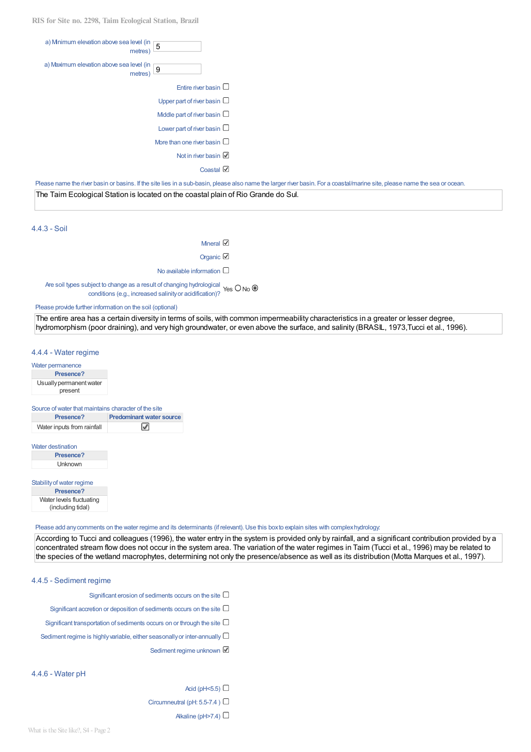a) Minimum elevation above sea level (in metres): 5

a) Maximum elevation above sea level (in metres): 9

- Entire river basin ☐
- Upper part of river basin ☐
- Middle part of river basin ☐
- Lower part of river basin ☐
- More than one river basin ☐
- Not in river basin ☑
- Coastal ☑

Please name the river basin or basins. If the site lies in a sub-basin, please also name the larger river basin. For a coastal/marine site, please name the sea or ocean.

The Taim Ecological Station is located on the coastal plain of Rio Grande do Sul.

### 4.4.3 - Soil

- Mineral ☑
- Organic ☑
- No available information ☐

Are soil types subject to change as a result of changing hydrological conditions (e.g., increased salinity or acidification)? Yes ○ No ◉

Please provide further information on the soil (optional)

The entire area has a certain diversity in terms of soils, with common impermeability characteristics in a greater or lesser degree, hydromorphism (poor draining), and very high groundwater, or even above the surface, and salinity (BRASIL, 1973,Tucci et al., 1996).

### 4.4.4 - Water regime

Water permanence

| Presence? |
|---|
| Usually permanent water present |

Source of water that maintains character of the site

| Presence? | Predominant water source |
|---|---|
| Water inputs from rainfall | ☑ |

Water destination

| Presence? |
|---|
| Unknown |

Stability of water regime

| Presence? |
|---|
| Water levels fluctuating (including tidal) |

Please add any comments on the water regime and its determinants (if relevant). Use this box to explain sites with complex hydrology.

According to Tucci and colleagues (1996), the water entry in the system is provided only by rainfall, and a significant contribution provided by a concentrated stream flow does not occur in the system area. The variation of the water regimes in Taim (Tucci et al., 1996) may be related to the species of the wetland macrophytes, determining not only the presence/absence as well as its distribution (Motta Marques et al., 1997).

### 4.4.5 - Sediment regime

- Significant erosion of sediments occurs on the site ☐
- Significant accretion or deposition of sediments occurs on the site ☐
- Significant transportation of sediments occurs on or through the site ☐
- Sediment regime is highly variable, either seasonally or inter-annually ☐
- Sediment regime unknown ☑

### 4.4.6 - Water pH

- Acid (pH<5.5) ☐
- Circumneutral (pH: 5.5-7.4 ) ☐
- Alkaline (pH>7.4) ☐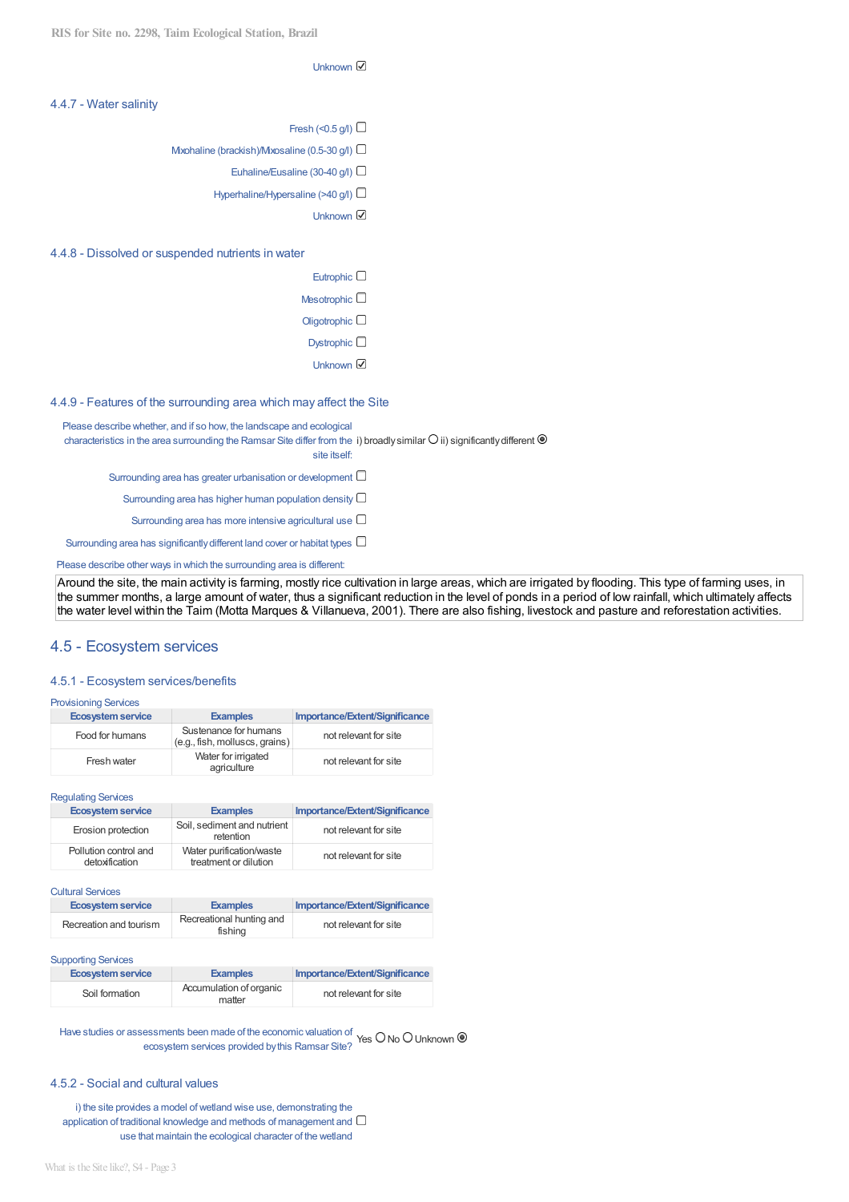Unknown ☑

### 4.4.7 - Water salinity

Fresh (<0.5 g/l) ☐

Mixohaline (brackish)/Mixosaline (0.5-30 g/l) ☐

Euhaline/Eusaline (30-40 g/l) ☐

Hyperhaline/Hypersaline (>40 g/l) ☐

Unknown ☑

### 4.4.8 - Dissolved or suspended nutrients in water

Eutrophic ☐

Mesotrophic ☐

Oligotrophic ☐

Dystrophic ☐

Unknown ☑

### 4.4.9 - Features of the surrounding area which may affect the Site

Please describe whether, and if so how, the landscape and ecological characteristics in the area surrounding the Ramsar Site differ from the site itself: i) broadly similar ○ ii) significantly different ◉

Surrounding area has greater urbanisation or development ☐

Surrounding area has higher human population density ☐

Surrounding area has more intensive agricultural use ☐

Surrounding area has significantly different land cover or habitat types ☐

Please describe other ways in which the surrounding area is different:

Around the site, the main activity is farming, mostly rice cultivation in large areas, which are irrigated by flooding. This type of farming uses, in the summer months, a large amount of water, thus a significant reduction in the level of ponds in a period of low rainfall, which ultimately affects the water level within the Taim (Motta Marques & Villanueva, 2001). There are also fishing, livestock and pasture and reforestation activities.

## 4.5 - Ecosystem services

### 4.5.1 - Ecosystem services/benefits

Provisioning Services

| Ecosystem service | Examples | Importance/Extent/Significance |
|---|---|---|
| Food for humans | Sustenance for humans (e.g., fish, molluscs, grains) | not relevant for site |
| Fresh water | Water for irrigated agriculture | not relevant for site |

Regulating Services

| Ecosystem service | Examples | Importance/Extent/Significance |
|---|---|---|
| Erosion protection | Soil, sediment and nutrient retention | not relevant for site |
| Pollution control and detoxification | Water purification/waste treatment or dilution | not relevant for site |

Cultural Services

| Ecosystem service | Examples | Importance/Extent/Significance |
|---|---|---|
| Recreation and tourism | Recreational hunting and fishing | not relevant for site |

Supporting Services

| Ecosystem service | Examples | Importance/Extent/Significance |
|---|---|---|
| Soil formation | Accumulation of organic matter | not relevant for site |

Have studies or assessments been made of the economic valuation of ecosystem services provided by this Ramsar Site? Yes ○ No ○ Unknown ◉

### 4.5.2 - Social and cultural values

i) the site provides a model of wetland wise use, demonstrating the application of traditional knowledge and methods of management and use that maintain the ecological character of the wetland ☐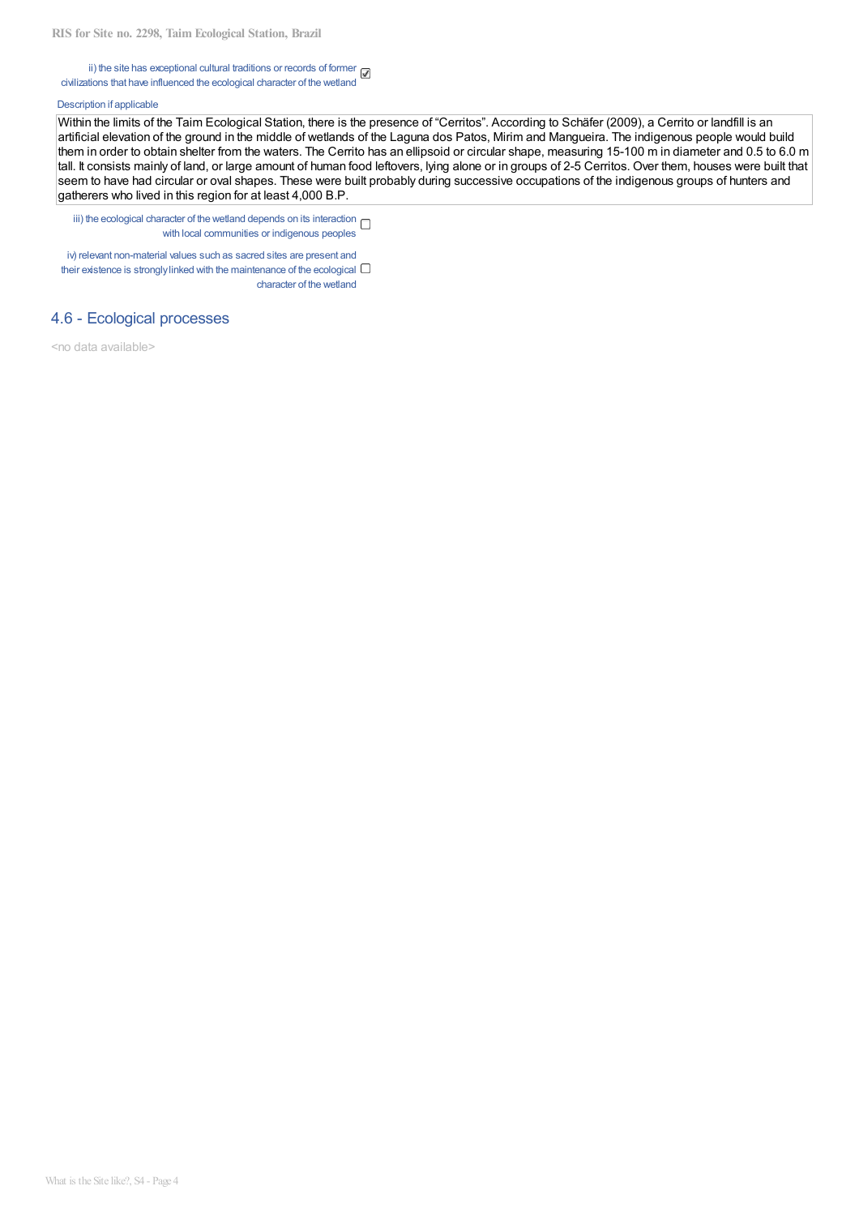ii) the site has exceptional cultural traditions or records of former civilizations that have influenced the ecological character of the wetland ☑

Description if applicable

Within the limits of the Taim Ecological Station, there is the presence of “Cerritos”. According to Schäfer (2009), a Cerrito or landfill is an artificial elevation of the ground in the middle of wetlands of the Laguna dos Patos, Mirim and Mangueira. The indigenous people would build them in order to obtain shelter from the waters. The Cerrito has an ellipsoid or circular shape, measuring 15-100 m in diameter and 0.5 to 6.0 m tall. It consists mainly of land, or large amount of human food leftovers, lying alone or in groups of 2-5 Cerritos. Over them, houses were built that seem to have had circular or oval shapes. These were built probably during successive occupations of the indigenous groups of hunters and gatherers who lived in this region for at least 4,000 B.P.

iii) the ecological character of the wetland depends on its interaction with local communities or indigenous peoples ☐

iv) relevant non-material values such as sacred sites are present and their existence is strongly linked with the maintenance of the ecological character of the wetland ☐

## 4.6 - Ecological processes

<no data available>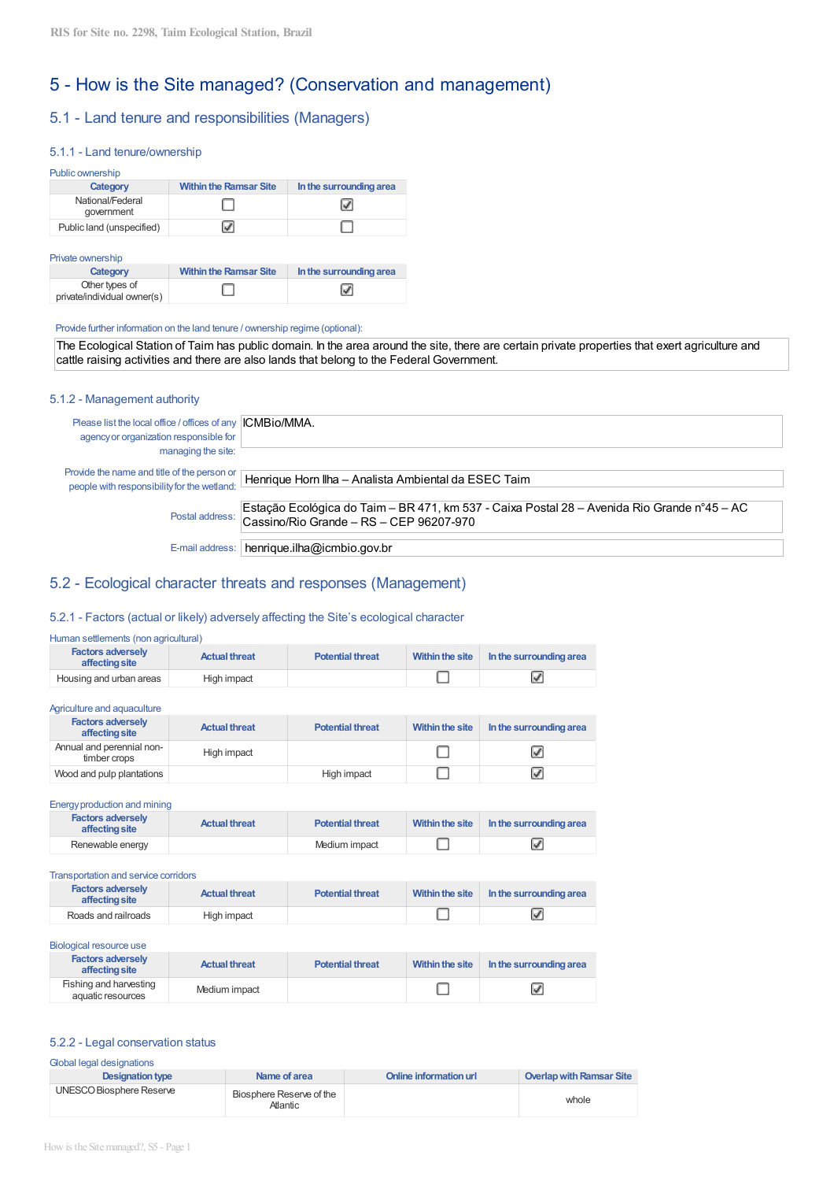# 5 - How is the Site managed? (Conservation and management)

## 5.1 - Land tenure and responsibilities (Managers)

### 5.1.1 - Land tenure/ownership

Public ownership

| Category | Within the Ramsar Site | In the surrounding area |
|---|---|---|
| National/Federal government | ☐ | ☑ |
| Public land (unspecified) | ☑ | ☐ |

Private ownership

| Category | Within the Ramsar Site | In the surrounding area |
|---|---|---|
| Other types of private/individual owner(s) | ☐ | ☑ |

Provide further information on the land tenure / ownership regime (optional):

The Ecological Station of Taim has public domain. In the area around the site, there are certain private properties that exert agriculture and cattle raising activities and there are also lands that belong to the Federal Government.

### 5.1.2 - Management authority

Please list the local office / offices of any agency or organization responsible for managing the site: ICMBio/MMA.

Provide the name and title of the person or people with responsibility for the wetland: Henrique Horn Ilha – Analista Ambiental da ESEC Taim

Postal address: Estação Ecológica do Taim – BR 471, km 537 - Caixa Postal 28 – Avenida Rio Grande n°45 – AC Cassino/Rio Grande – RS – CEP 96207-970

E-mail address: henrique.ilha@icmbio.gov.br

## 5.2 - Ecological character threats and responses (Management)

### 5.2.1 - Factors (actual or likely) adversely affecting the Site's ecological character

Human settlements (non agricultural)

| Factors adversely affecting site | Actual threat | Potential threat | Within the site | In the surrounding area |
|---|---|---|---|---|
| Housing and urban areas | High impact | | ☐ | ☑ |

Agriculture and aquaculture

| Factors adversely affecting site | Actual threat | Potential threat | Within the site | In the surrounding area |
|---|---|---|---|---|
| Annual and perennial non-timber crops | High impact | | ☐ | ☑ |
| Wood and pulp plantations | | High impact | ☐ | ☑ |

Energy production and mining

| Factors adversely affecting site | Actual threat | Potential threat | Within the site | In the surrounding area |
|---|---|---|---|---|
| Renewable energy | | Medium impact | ☐ | ☑ |

Transportation and service corridors

| Factors adversely affecting site | Actual threat | Potential threat | Within the site | In the surrounding area |
|---|---|---|---|---|
| Roads and railroads | High impact | | ☐ | ☑ |

Biological resource use

| Factors adversely affecting site | Actual threat | Potential threat | Within the site | In the surrounding area |
|---|---|---|---|---|
| Fishing and harvesting aquatic resources | Medium impact | | ☐ | ☑ |

### 5.2.2 - Legal conservation status

Global legal designations

| Designation type | Name of area | Online information url | Overlap with Ramsar Site |
|---|---|---|---|
| UNESCO Biosphere Reserve | Biosphere Reserve of the Atlantic | | whole |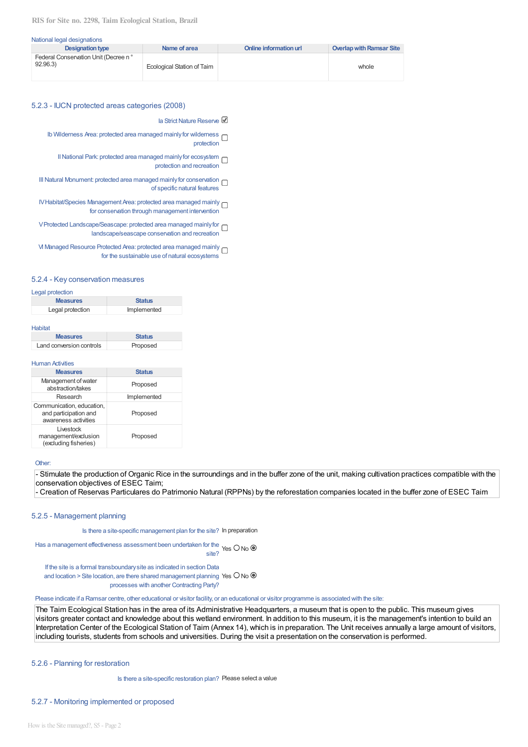National legal designations

| Designation type | Name of area | Online information url | Overlap with Ramsar Site |
|---|---|---|---|
| Federal Conservation Unit (Decree n ° 92.96.3) | Ecological Station of Taim | | whole |

### 5.2.3 - IUCN protected areas categories (2008)

- Ia Strict Nature Reserve ☑
- Ib Wilderness Area: protected area managed mainly for wilderness protection ☐
- II National Park: protected area managed mainly for ecosystem protection and recreation ☐
- III Natural Monument: protected area managed mainly for conservation of specific natural features ☐
- IV Habitat/Species Management Area: protected area managed mainly for conservation through management intervention ☐
- V Protected Landscape/Seascape: protected area managed mainly for landscape/seascape conservation and recreation ☐
- VI Managed Resource Protected Area: protected area managed mainly for the sustainable use of natural ecosystems ☐

### 5.2.4 - Key conservation measures

Legal protection

| Measures | Status |
|---|---|
| Legal protection | Implemented |

Habitat

| Measures | Status |
|---|---|
| Land conversion controls | Proposed |

Human Activities

| Measures | Status |
|---|---|
| Management of water abstraction/takes | Proposed |
| Research | Implemented |
| Communication, education, and participation and awareness activities | Proposed |
| Livestock management/exclusion (excluding fisheries) | Proposed |

Other:

- Stimulate the production of Organic Rice in the surroundings and in the buffer zone of the unit, making cultivation practices compatible with the conservation objectives of ESEC Taim;
- Creation of Reservas Particulares do Patrimonio Natural (RPPNs) by the reforestation companies located in the buffer zone of ESEC Taim

### 5.2.5 - Management planning

Is there a site-specific management plan for the site? In preparation

Has a management effectiveness assessment been undertaken for the site? Yes ○ No ◉

If the site is a formal transboundary site as indicated in section Data and location > Site location, are there shared management planning processes with another Contracting Party? Yes ○ No ◉

Please indicate if a Ramsar centre, other educational or visitor facility, or an educational or visitor programme is associated with the site:

The Taim Ecological Station has in the area of its Administrative Headquarters, a museum that is open to the public. This museum gives visitors greater contact and knowledge about this wetland environment. In addition to this museum, it is the management's intention to build an Interpretation Center of the Ecological Station of Taim (Annex 14), which is in preparation. The Unit receives annually a large amount of visitors, including tourists, students from schools and universities. During the visit a presentation on the conservation is performed.

### 5.2.6 - Planning for restoration

Is there a site-specific restoration plan? Please select a value

### 5.2.7 - Monitoring implemented or proposed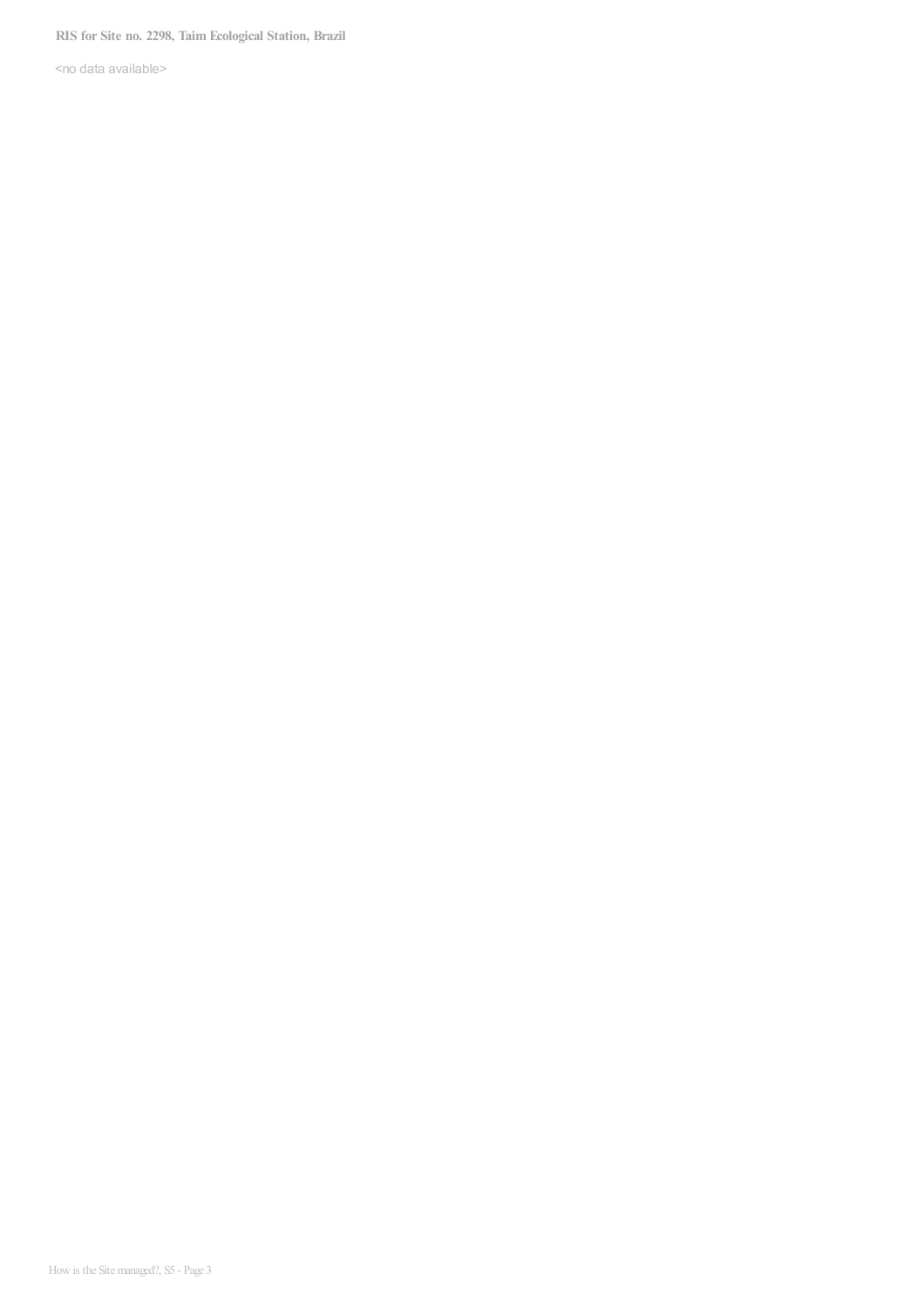<no data available>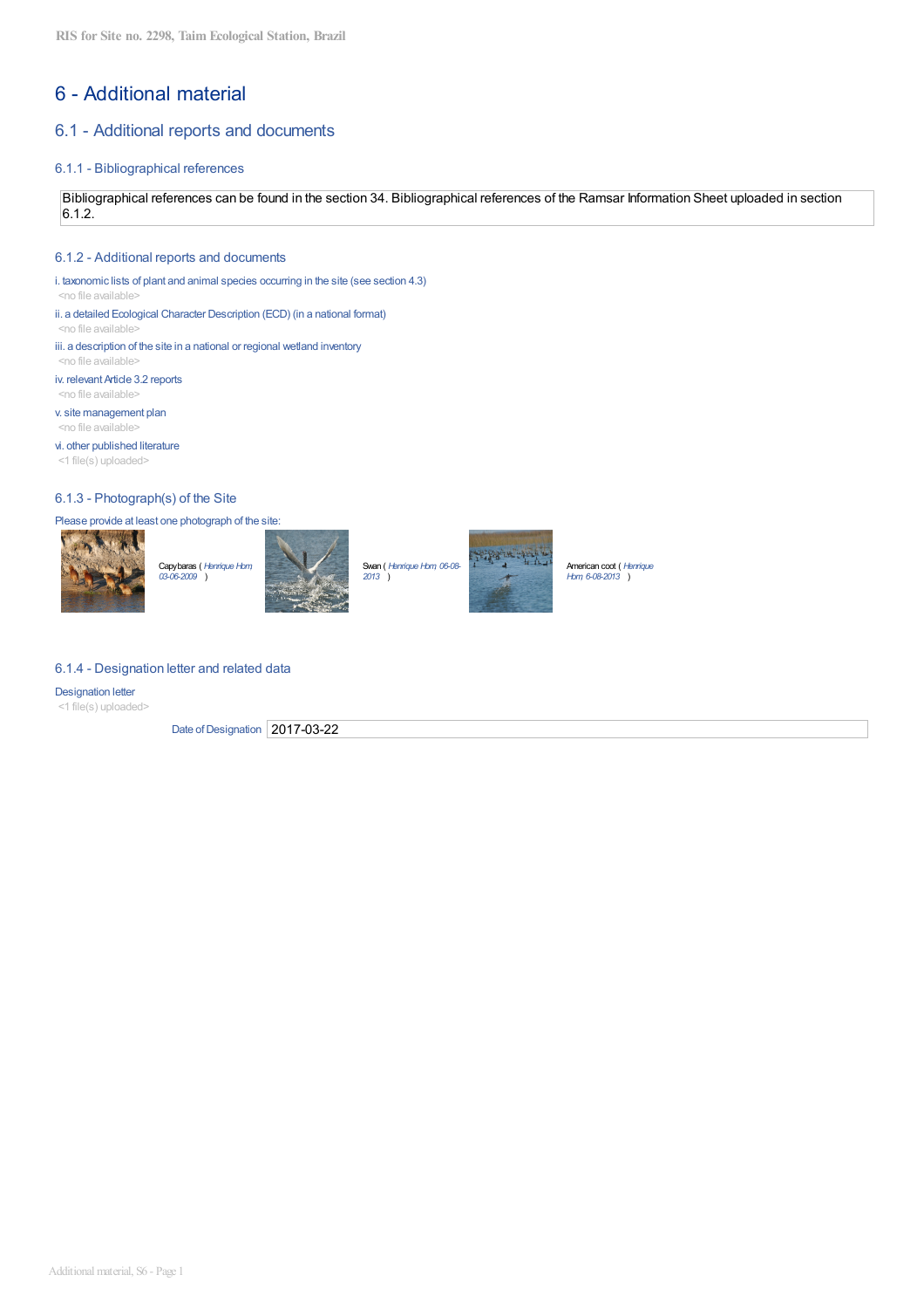# 6 - Additional material

## 6.1 - Additional reports and documents

### 6.1.1 - Bibliographical references

Bibliographical references can be found in the section 34. Bibliographical references of the Ramsar Information Sheet uploaded in section 6.1.2.

### 6.1.2 - Additional reports and documents

i. taxonomic lists of plant and animal species occurring in the site (see section 4.3)
<no file available>

ii. a detailed Ecological Character Description (ECD) (in a national format)
<no file available>

iii. a description of the site in a national or regional wetland inventory
<no file available>

iv. relevant Article 3.2 reports
<no file available>

v. site management plan
<no file available>

vi. other published literature
<1 file(s) uploaded>

### 6.1.3 - Photograph(s) of the Site

Please provide at least one photograph of the site:

Capybaras ( *Henrique Horn 03-06-2009* )

Swan ( *Henrique Horn 06-08-2013* )

American coot ( *Henrique Horn 6-08-2013* )

### 6.1.4 - Designation letter and related data

Designation letter
<1 file(s) uploaded>

Date of Designation: 2017-03-22